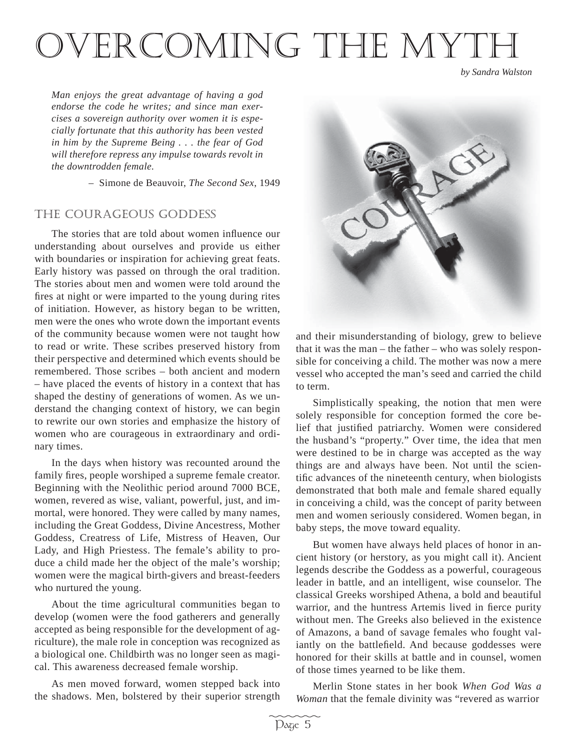# Overcoming the Myth

*by Sandra Walston*

> *Man enjoys the great advantage of having a god endorse the code he writes; and since man exercises a sovereign authority over women it is especially fortunate that this authority has been vested in him by the Supreme Being . . . the fear of God will therefore repress any impulse towards revolt in the downtrodden female.*
>
> – Simone de Beauvoir, *The Second Sex*, 1949

## The Courageous Goddess

The stories that are told about women influence our understanding about ourselves and provide us either with boundaries or inspiration for achieving great feats. Early history was passed on through the oral tradition. The stories about men and women were told around the fires at night or were imparted to the young during rites of initiation. However, as history began to be written, men were the ones who wrote down the important events of the community because women were not taught how to read or write. These scribes preserved history from their perspective and determined which events should be remembered. Those scribes – both ancient and modern – have placed the events of history in a context that has shaped the destiny of generations of women. As we understand the changing context of history, we can begin to rewrite our own stories and emphasize the history of women who are courageous in extraordinary and ordinary times.

In the days when history was recounted around the family fires, people worshiped a supreme female creator. Beginning with the Neolithic period around 7000 BCE, women, revered as wise, valiant, powerful, just, and immortal, were honored. They were called by many names, including the Great Goddess, Divine Ancestress, Mother Goddess, Creatress of Life, Mistress of Heaven, Our Lady, and High Priestess. The female's ability to produce a child made her the object of the male's worship; women were the magical birth-givers and breast-feeders who nurtured the young.

About the time agricultural communities began to develop (women were the food gatherers and generally accepted as being responsible for the development of agriculture), the male role in conception was recognized as a biological one. Childbirth was no longer seen as magical. This awareness decreased female worship.

As men moved forward, women stepped back into the shadows. Men, bolstered by their superior strength and their misunderstanding of biology, grew to believe that it was the man – the father – who was solely responsible for conceiving a child. The mother was now a mere vessel who accepted the man's seed and carried the child to term.

Simplistically speaking, the notion that men were solely responsible for conception formed the core belief that justified patriarchy. Women were considered the husband's "property." Over time, the idea that men were destined to be in charge was accepted as the way things are and always have been. Not until the scientific advances of the nineteenth century, when biologists demonstrated that both male and female shared equally in conceiving a child, was the concept of parity between men and women seriously considered. Women began, in baby steps, the move toward equality.

But women have always held places of honor in ancient history (or herstory, as you might call it). Ancient legends describe the Goddess as a powerful, courageous leader in battle, and an intelligent, wise counselor. The classical Greeks worshiped Athena, a bold and beautiful warrior, and the huntress Artemis lived in fierce purity without men. The Greeks also believed in the existence of Amazons, a band of savage females who fought valiantly on the battlefield. And because goddesses were honored for their skills at battle and in counsel, women of those times yearned to be like them.

Merlin Stone states in her book *When God Was a Woman* that the female divinity was "revered as warrior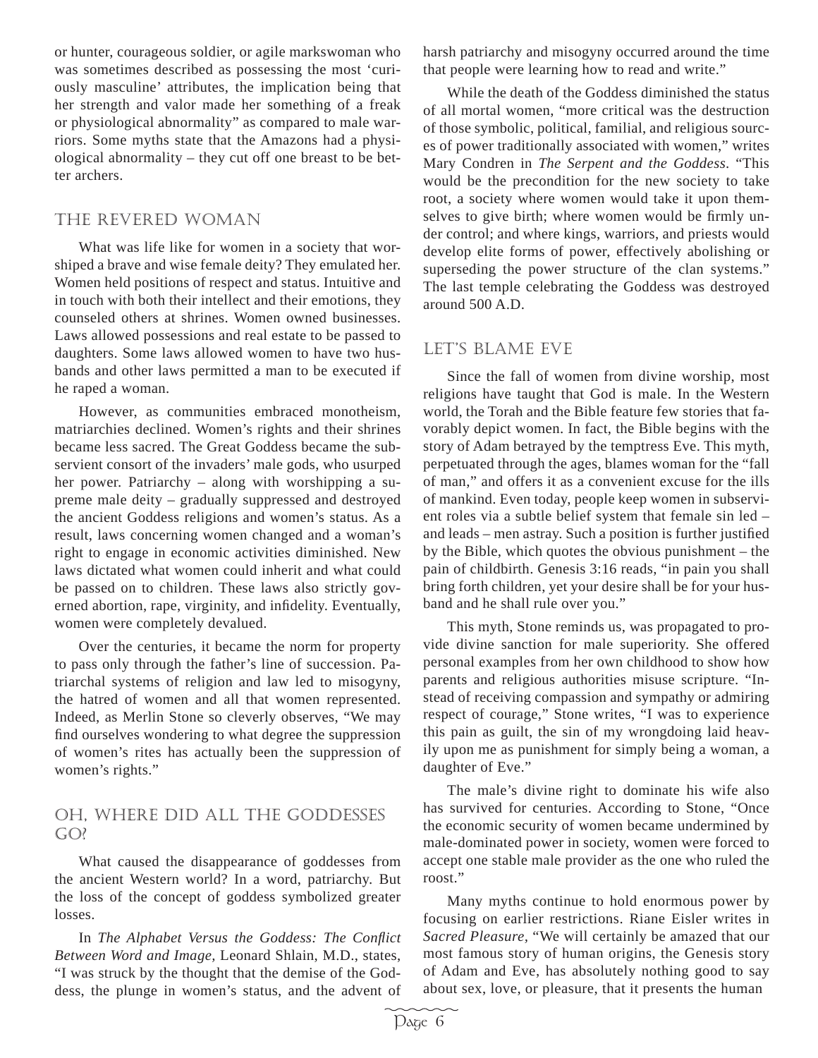or hunter, courageous soldier, or agile markswoman who was sometimes described as possessing the most 'curiously masculine' attributes, the implication being that her strength and valor made her something of a freak or physiological abnormality" as compared to male warriors. Some myths state that the Amazons had a physiological abnormality – they cut off one breast to be better archers.

## The Revered Woman

What was life like for women in a society that worshiped a brave and wise female deity? They emulated her. Women held positions of respect and status. Intuitive and in touch with both their intellect and their emotions, they counseled others at shrines. Women owned businesses. Laws allowed possessions and real estate to be passed to daughters. Some laws allowed women to have two husbands and other laws permitted a man to be executed if he raped a woman.

However, as communities embraced monotheism, matriarchies declined. Women's rights and their shrines became less sacred. The Great Goddess became the subservient consort of the invaders' male gods, who usurped her power. Patriarchy – along with worshipping a supreme male deity – gradually suppressed and destroyed the ancient Goddess religions and women's status. As a result, laws concerning women changed and a woman's right to engage in economic activities diminished. New laws dictated what women could inherit and what could be passed on to children. These laws also strictly governed abortion, rape, virginity, and infidelity. Eventually, women were completely devalued.

Over the centuries, it became the norm for property to pass only through the father's line of succession. Patriarchal systems of religion and law led to misogyny, the hatred of women and all that women represented. Indeed, as Merlin Stone so cleverly observes, "We may find ourselves wondering to what degree the suppression of women's rites has actually been the suppression of women's rights."

## Oh, Where Did All the Goddesses Go?

What caused the disappearance of goddesses from the ancient Western world? In a word, patriarchy. But the loss of the concept of goddess symbolized greater losses.

In *The Alphabet Versus the Goddess: The Conflict Between Word and Image,* Leonard Shlain, M.D., states, "I was struck by the thought that the demise of the Goddess, the plunge in women's status, and the advent of harsh patriarchy and misogyny occurred around the time that people were learning how to read and write."

While the death of the Goddess diminished the status of all mortal women, "more critical was the destruction of those symbolic, political, familial, and religious sources of power traditionally associated with women," writes Mary Condren in *The Serpent and the Goddess*. "This would be the precondition for the new society to take root, a society where women would take it upon themselves to give birth; where women would be firmly under control; and where kings, warriors, and priests would develop elite forms of power, effectively abolishing or superseding the power structure of the clan systems." The last temple celebrating the Goddess was destroyed around 500 A.D.

## Let's Blame Eve

Since the fall of women from divine worship, most religions have taught that God is male. In the Western world, the Torah and the Bible feature few stories that favorably depict women. In fact, the Bible begins with the story of Adam betrayed by the temptress Eve. This myth, perpetuated through the ages, blames woman for the "fall of man," and offers it as a convenient excuse for the ills of mankind. Even today, people keep women in subservient roles via a subtle belief system that female sin led – and leads – men astray. Such a position is further justified by the Bible, which quotes the obvious punishment – the pain of childbirth. Genesis 3:16 reads, "in pain you shall bring forth children, yet your desire shall be for your husband and he shall rule over you."

This myth, Stone reminds us, was propagated to provide divine sanction for male superiority. She offered personal examples from her own childhood to show how parents and religious authorities misuse scripture. "Instead of receiving compassion and sympathy or admiring respect of courage," Stone writes, "I was to experience this pain as guilt, the sin of my wrongdoing laid heavily upon me as punishment for simply being a woman, a daughter of Eve."

The male's divine right to dominate his wife also has survived for centuries. According to Stone, "Once the economic security of women became undermined by male-dominated power in society, women were forced to accept one stable male provider as the one who ruled the roost."

Many myths continue to hold enormous power by focusing on earlier restrictions. Riane Eisler writes in *Sacred Pleasure*, "We will certainly be amazed that our most famous story of human origins, the Genesis story of Adam and Eve, has absolutely nothing good to say about sex, love, or pleasure, that it presents the human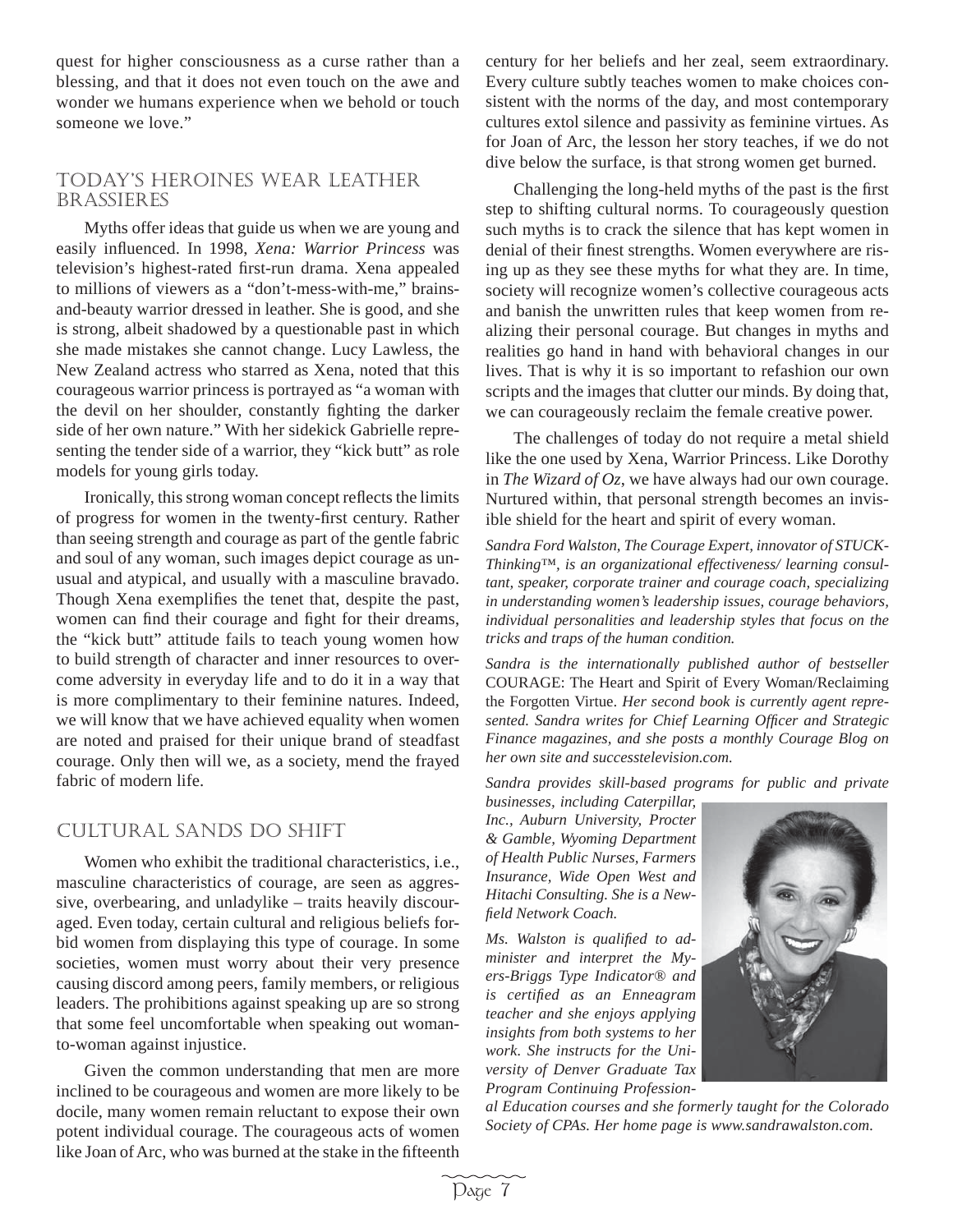quest for higher consciousness as a curse rather than a blessing, and that it does not even touch on the awe and wonder we humans experience when we behold or touch someone we love."

## Today's Heroines Wear Leather Brassieres

Myths offer ideas that guide us when we are young and easily influenced. In 1998, *Xena: Warrior Princess* was television's highest-rated first-run drama. Xena appealed to millions of viewers as a "don't-mess-with-me," brains-and-beauty warrior dressed in leather. She is good, and she is strong, albeit shadowed by a questionable past in which she made mistakes she cannot change. Lucy Lawless, the New Zealand actress who starred as Xena, noted that this courageous warrior princess is portrayed as "a woman with the devil on her shoulder, constantly fighting the darker side of her own nature." With her sidekick Gabrielle representing the tender side of a warrior, they "kick butt" as role models for young girls today.

Ironically, this strong woman concept reflects the limits of progress for women in the twenty-first century. Rather than seeing strength and courage as part of the gentle fabric and soul of any woman, such images depict courage as unusual and atypical, and usually with a masculine bravado. Though Xena exemplifies the tenet that, despite the past, women can find their courage and fight for their dreams, the "kick butt" attitude fails to teach young women how to build strength of character and inner resources to overcome adversity in everyday life and to do it in a way that is more complimentary to their feminine natures. Indeed, we will know that we have achieved equality when women are noted and praised for their unique brand of steadfast courage. Only then will we, as a society, mend the frayed fabric of modern life.

## Cultural Sands Do Shift

Women who exhibit the traditional characteristics, i.e., masculine characteristics of courage, are seen as aggressive, overbearing, and unladylike – traits heavily discouraged. Even today, certain cultural and religious beliefs forbid women from displaying this type of courage. In some societies, women must worry about their very presence causing discord among peers, family members, or religious leaders. The prohibitions against speaking up are so strong that some feel uncomfortable when speaking out woman-to-woman against injustice.

Given the common understanding that men are more inclined to be courageous and women are more likely to be docile, many women remain reluctant to expose their own potent individual courage. The courageous acts of women like Joan of Arc, who was burned at the stake in the fifteenth century for her beliefs and her zeal, seem extraordinary. Every culture subtly teaches women to make choices consistent with the norms of the day, and most contemporary cultures extol silence and passivity as feminine virtues. As for Joan of Arc, the lesson her story teaches, if we do not dive below the surface, is that strong women get burned.

Challenging the long-held myths of the past is the first step to shifting cultural norms. To courageously question such myths is to crack the silence that has kept women in denial of their finest strengths. Women everywhere are rising up as they see these myths for what they are. In time, society will recognize women's collective courageous acts and banish the unwritten rules that keep women from realizing their personal courage. But changes in myths and realities go hand in hand with behavioral changes in our lives. That is why it is so important to refashion our own scripts and the images that clutter our minds. By doing that, we can courageously reclaim the female creative power.

The challenges of today do not require a metal shield like the one used by Xena, Warrior Princess. Like Dorothy in *The Wizard of Oz*, we have always had our own courage. Nurtured within, that personal strength becomes an invisible shield for the heart and spirit of every woman.

*Sandra Ford Walston, The Courage Expert, innovator of STUCK-Thinking™, is an organizational effectiveness/ learning consultant, speaker, corporate trainer and courage coach, specializing in understanding women's leadership issues, courage behaviors, individual personalities and leadership styles that focus on the tricks and traps of the human condition.*

*Sandra is the internationally published author of bestseller* COURAGE: The Heart and Spirit of Every Woman/Reclaiming the Forgotten Virtue. *Her second book is currently agent represented. Sandra writes for Chief Learning Officer and Strategic Finance magazines, and she posts a monthly Courage Blog on her own site and successtelevision.com.*

*Sandra provides skill-based programs for public and private businesses, including Caterpillar, Inc., Auburn University, Procter & Gamble, Wyoming Department of Health Public Nurses, Farmers Insurance, Wide Open West and Hitachi Consulting. She is a Newfield Network Coach.*

*Ms. Walston is qualified to administer and interpret the Myers-Briggs Type Indicator® and is certified as an Enneagram teacher and she enjoys applying insights from both systems to her work. She instructs for the University of Denver Graduate Tax Program Continuing Professional Education courses and she formerly taught for the Colorado Society of CPAs. Her home page is www.sandrawalston.com.*